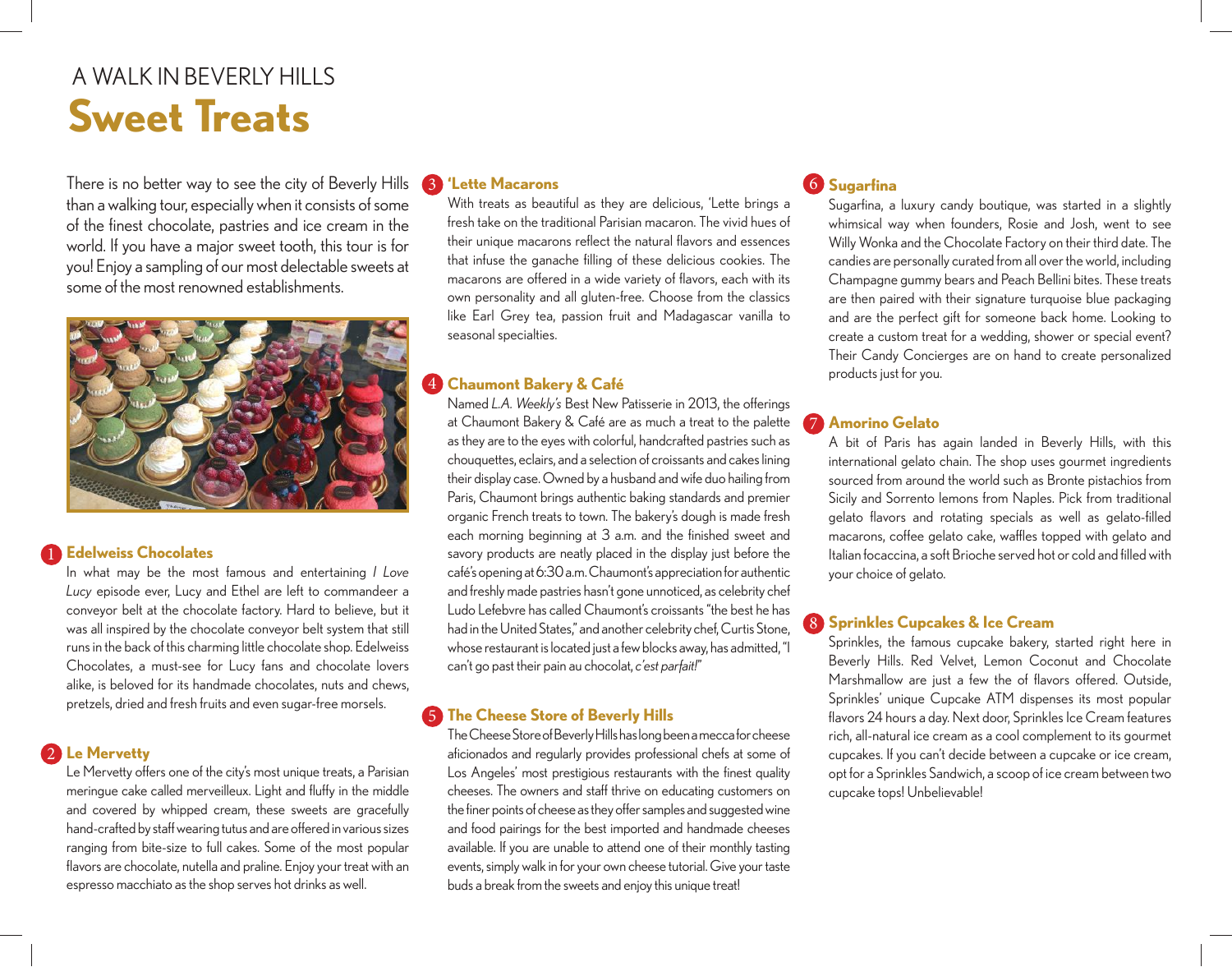A WALK IN BEVERLY HILLS

# Sweet Treats

There is no better way to see the city of Beverly Hills than a walking tour, especially when it consists of some of the finest chocolate, pastries and ice cream in the world. If you have a major sweet tooth, this tour is for you! Enjoy a sampling of our most delectable sweets at some of the most renowned establishments.

## 1 Edelweiss Chocolates

In what may be the most famous and entertaining *I Love Lucy* episode ever, Lucy and Ethel are left to commandeer a conveyor belt at the chocolate factory. Hard to believe, but it was all inspired by the chocolate conveyor belt system that still runs in the back of this charming little chocolate shop. Edelweiss Chocolates, a must-see for Lucy fans and chocolate lovers alike, is beloved for its handmade chocolates, nuts and chews, pretzels, dried and fresh fruits and even sugar-free morsels.

## 2 Le Mervetty

Le Mervetty offers one of the city's most unique treats, a Parisian meringue cake called merveilleux. Light and fluffy in the middle and covered by whipped cream, these sweets are gracefully hand-crafted by staff wearing tutus and are offered in various sizes ranging from bite-size to full cakes. Some of the most popular flavors are chocolate, nutella and praline. Enjoy your treat with an espresso macchiato as the shop serves hot drinks as well.

## 3 'Lette Macarons

With treats as beautiful as they are delicious, 'Lette brings a fresh take on the traditional Parisian macaron. The vivid hues of their unique macarons reflect the natural flavors and essences that infuse the ganache filling of these delicious cookies. The macarons are offered in a wide variety of flavors, each with its own personality and all gluten-free. Choose from the classics like Earl Grey tea, passion fruit and Madagascar vanilla to seasonal specialties.

## 4 Chaumont Bakery & Café

Named *L.A. Weekly's* Best New Patisserie in 2013, the offerings at Chaumont Bakery & Café are as much a treat to the palette as they are to the eyes with colorful, handcrafted pastries such as chouquettes, eclairs, and a selection of croissants and cakes lining their display case. Owned by a husband and wife duo hailing from Paris, Chaumont brings authentic baking standards and premier organic French treats to town. The bakery's dough is made fresh each morning beginning at 3 a.m. and the finished sweet and savory products are neatly placed in the display just before the café's opening at 6:30 a.m. Chaumont's appreciation for authentic and freshly made pastries hasn't gone unnoticed, as celebrity chef Ludo Lefebvre has called Chaumont's croissants "the best he has had in the United States," and another celebrity chef, Curtis Stone, whose restaurant is located just a few blocks away, has admitted, "I can't go past their pain au chocolat, *c'est parfait!*"

## 5 The Cheese Store of Beverly Hills

The Cheese Store of Beverly Hills has long been a mecca for cheese aficionados and regularly provides professional chefs at some of Los Angeles' most prestigious restaurants with the finest quality cheeses. The owners and staff thrive on educating customers on the finer points of cheese as they offer samples and suggested wine and food pairings for the best imported and handmade cheeses available. If you are unable to attend one of their monthly tasting events, simply walk in for your own cheese tutorial. Give your taste buds a break from the sweets and enjoy this unique treat!

## 6 Sugarfina

Sugarfina, a luxury candy boutique, was started in a slightly whimsical way when founders, Rosie and Josh, went to see Willy Wonka and the Chocolate Factory on their third date. The candies are personally curated from all over the world, including Champagne gummy bears and Peach Bellini bites. These treats are then paired with their signature turquoise blue packaging and are the perfect gift for someone back home. Looking to create a custom treat for a wedding, shower or special event? Their Candy Concierges are on hand to create personalized products just for you.

## 7 Amorino Gelato

A bit of Paris has again landed in Beverly Hills, with this international gelato chain. The shop uses gourmet ingredients sourced from around the world such as Bronte pistachios from Sicily and Sorrento lemons from Naples. Pick from traditional gelato flavors and rotating specials as well as gelato-filled macarons, coffee gelato cake, waffles topped with gelato and Italian focaccina, a soft Brioche served hot or cold and filled with your choice of gelato.

## 8 Sprinkles Cupcakes & Ice Cream

Sprinkles, the famous cupcake bakery, started right here in Beverly Hills. Red Velvet, Lemon Coconut and Chocolate Marshmallow are just a few the of flavors offered. Outside, Sprinkles' unique Cupcake ATM dispenses its most popular flavors 24 hours a day. Next door, Sprinkles Ice Cream features rich, all-natural ice cream as a cool complement to its gourmet cupcakes. If you can't decide between a cupcake or ice cream, opt for a Sprinkles Sandwich, a scoop of ice cream between two cupcake tops! Unbelievable!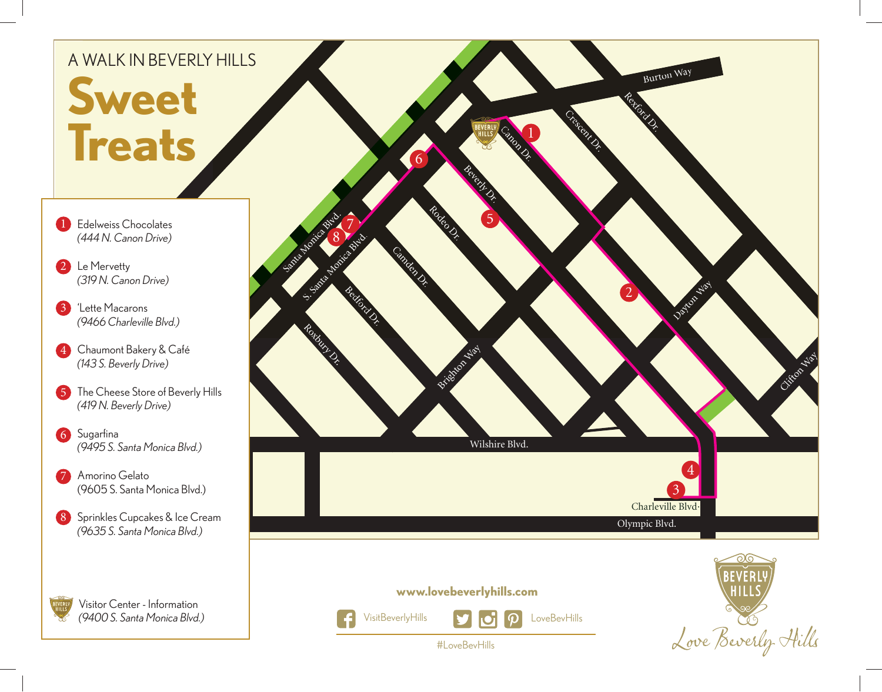A WALK IN BEVERLY HILLS

# Sweet Treats

1. Edelweiss Chocolates
   *(444 N. Canon Drive)*
2. Le Mervetty
   *(319 N. Canon Drive)*
3. 'Lette Macarons
   *(9466 Charleville Blvd.)*
4. Chaumont Bakery & Café
   *(143 S. Beverly Drive)*
5. The Cheese Store of Beverly Hills
   *(419 N. Beverly Drive)*
6. Sugarfina
   *(9495 S. Santa Monica Blvd.)*
7. Amorino Gelato
   (9605 S. Santa Monica Blvd.)
8. Sprinkles Cupcakes & Ice Cream
   *(9635 S. Santa Monica Blvd.)*

Visitor Center - Information
*(9400 S. Santa Monica Blvd.)*

Burton Way
Rexford Dr.
Crescent Dr.
Canon Dr.
Beverly Dr.
Rodeo Dr.
Camden Dr.
Bedford Dr.
Roxbury Dr.
Santa Monica Blvd.
S. Santa Monica Blvd.
Dayton Way
Brighton Way
Clifton Way
Wilshire Blvd.
Charleville Blvd.
Olympic Blvd.

**www.lovebeverlyhills.com**

VisitBeverlyHills LoveBevHills

#LoveBevHills

Love Beverly Hills